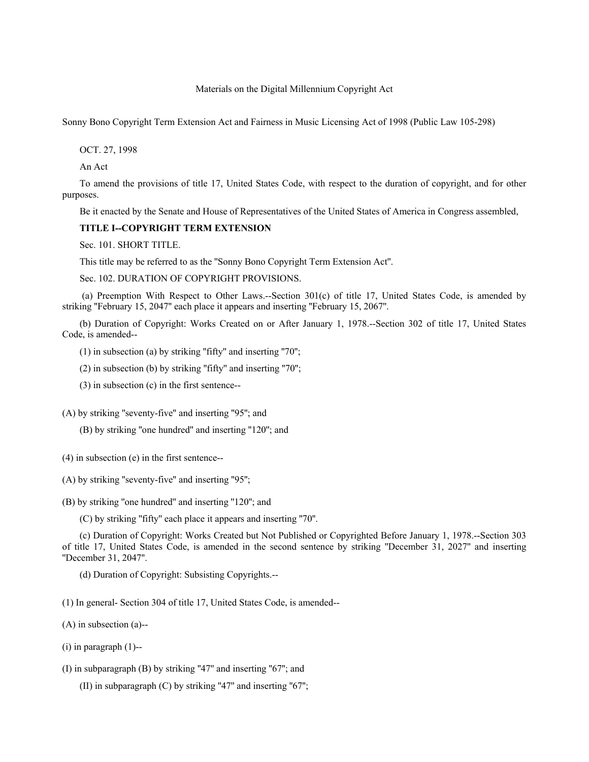Materials on the Digital Millennium Copyright Act

Sonny Bono Copyright Term Extension Act and Fairness in Music Licensing Act of 1998 (Public Law 105-298)

OCT. 27, 1998

An Act

To amend the provisions of title 17, United States Code, with respect to the duration of copyright, and for other purposes.

Be it enacted by the Senate and House of Representatives of the United States of America in Congress assembled,

**TITLE I--COPYRIGHT TERM EXTENSION**

Sec. 101. SHORT TITLE.

This title may be referred to as the "Sonny Bono Copyright Term Extension Act".

Sec. 102. DURATION OF COPYRIGHT PROVISIONS.

(a) Preemption With Respect to Other Laws.--Section 301(c) of title 17, United States Code, is amended by striking "February 15, 2047" each place it appears and inserting "February 15, 2067".

(b) Duration of Copyright: Works Created on or After January 1, 1978.--Section 302 of title 17, United States Code, is amended--

(1) in subsection (a) by striking "fifty" and inserting "70";

(2) in subsection (b) by striking "fifty" and inserting "70";

(3) in subsection (c) in the first sentence--

(A) by striking "seventy-five" and inserting "95"; and

(B) by striking "one hundred" and inserting "120"; and

(4) in subsection (e) in the first sentence--

(A) by striking "seventy-five" and inserting "95";

(B) by striking "one hundred" and inserting "120"; and

(C) by striking "fifty" each place it appears and inserting "70".

(c) Duration of Copyright: Works Created but Not Published or Copyrighted Before January 1, 1978.--Section 303 of title 17, United States Code, is amended in the second sentence by striking "December 31, 2027" and inserting "December 31, 2047".

(d) Duration of Copyright: Subsisting Copyrights.--

(1) In general- Section 304 of title 17, United States Code, is amended--

(A) in subsection (a)--

(i) in paragraph (1)--

(I) in subparagraph (B) by striking "47" and inserting "67"; and

(II) in subparagraph (C) by striking "47" and inserting "67";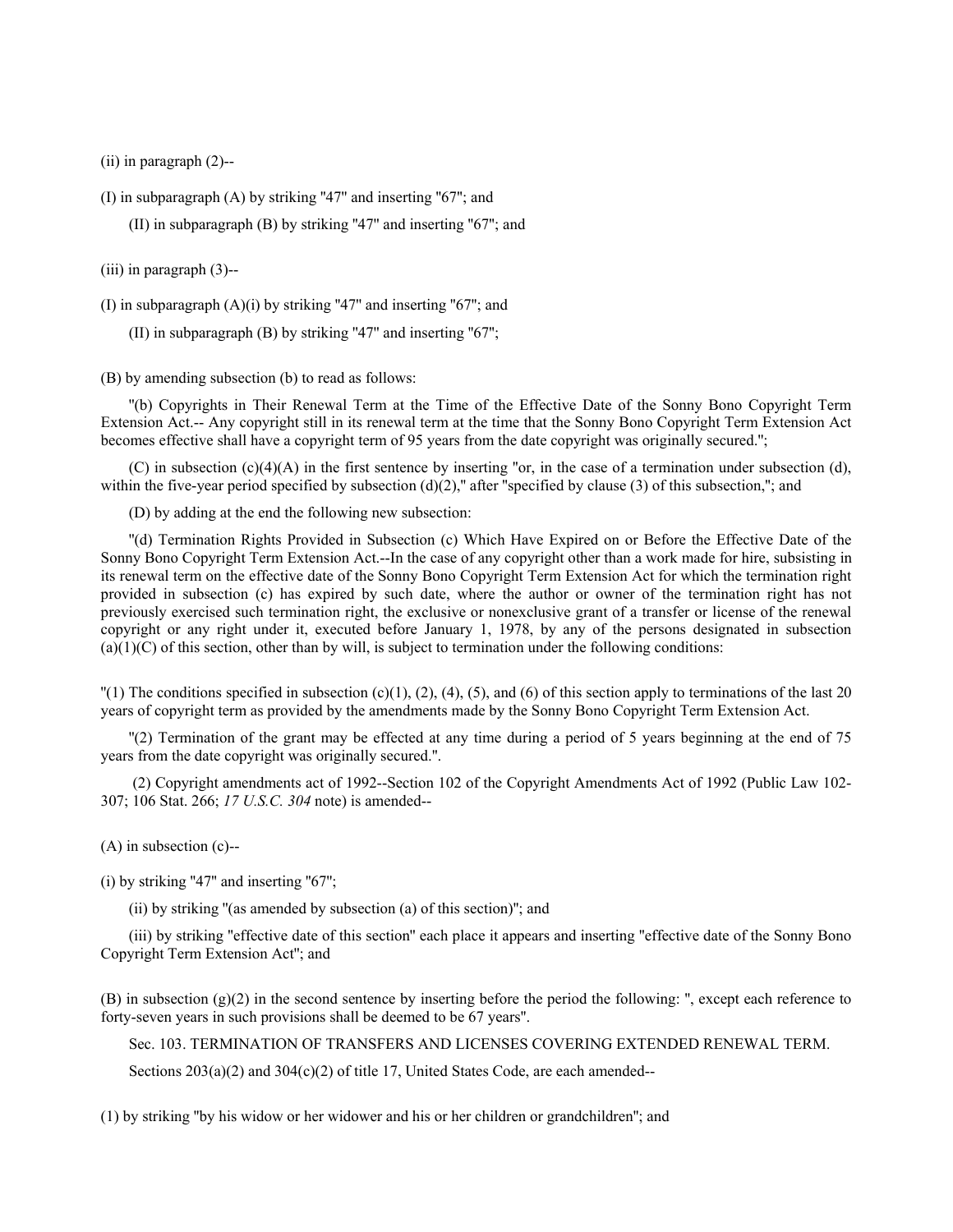(ii) in paragraph (2)--

(I) in subparagraph (A) by striking "47" and inserting "67"; and

(II) in subparagraph (B) by striking "47" and inserting "67"; and

(iii) in paragraph (3)--

(I) in subparagraph (A)(i) by striking "47" and inserting "67"; and

(II) in subparagraph (B) by striking "47" and inserting "67";

(B) by amending subsection (b) to read as follows:

"(b) Copyrights in Their Renewal Term at the Time of the Effective Date of the Sonny Bono Copyright Term Extension Act.-- Any copyright still in its renewal term at the time that the Sonny Bono Copyright Term Extension Act becomes effective shall have a copyright term of 95 years from the date copyright was originally secured.";

(C) in subsection (c)(4)(A) in the first sentence by inserting "or, in the case of a termination under subsection (d), within the five-year period specified by subsection (d)(2)," after "specified by clause (3) of this subsection,"; and

(D) by adding at the end the following new subsection:

"(d) Termination Rights Provided in Subsection (c) Which Have Expired on or Before the Effective Date of the Sonny Bono Copyright Term Extension Act.--In the case of any copyright other than a work made for hire, subsisting in its renewal term on the effective date of the Sonny Bono Copyright Term Extension Act for which the termination right provided in subsection (c) has expired by such date, where the author or owner of the termination right has not previously exercised such termination right, the exclusive or nonexclusive grant of a transfer or license of the renewal copyright or any right under it, executed before January 1, 1978, by any of the persons designated in subsection (a)(1)(C) of this section, other than by will, is subject to termination under the following conditions:

"(1) The conditions specified in subsection (c)(1), (2), (4), (5), and (6) of this section apply to terminations of the last 20 years of copyright term as provided by the amendments made by the Sonny Bono Copyright Term Extension Act.

"(2) Termination of the grant may be effected at any time during a period of 5 years beginning at the end of 75 years from the date copyright was originally secured.".

(2) Copyright amendments act of 1992--Section 102 of the Copyright Amendments Act of 1992 (Public Law 102-307; 106 Stat. 266; *17 U.S.C. 304* note) is amended--

(A) in subsection (c)--

(i) by striking "47" and inserting "67";

(ii) by striking "(as amended by subsection (a) of this section)"; and

(iii) by striking "effective date of this section" each place it appears and inserting "effective date of the Sonny Bono Copyright Term Extension Act"; and

(B) in subsection (g)(2) in the second sentence by inserting before the period the following: ", except each reference to forty-seven years in such provisions shall be deemed to be 67 years".

Sec. 103. TERMINATION OF TRANSFERS AND LICENSES COVERING EXTENDED RENEWAL TERM.

Sections 203(a)(2) and 304(c)(2) of title 17, United States Code, are each amended--

(1) by striking "by his widow or her widower and his or her children or grandchildren"; and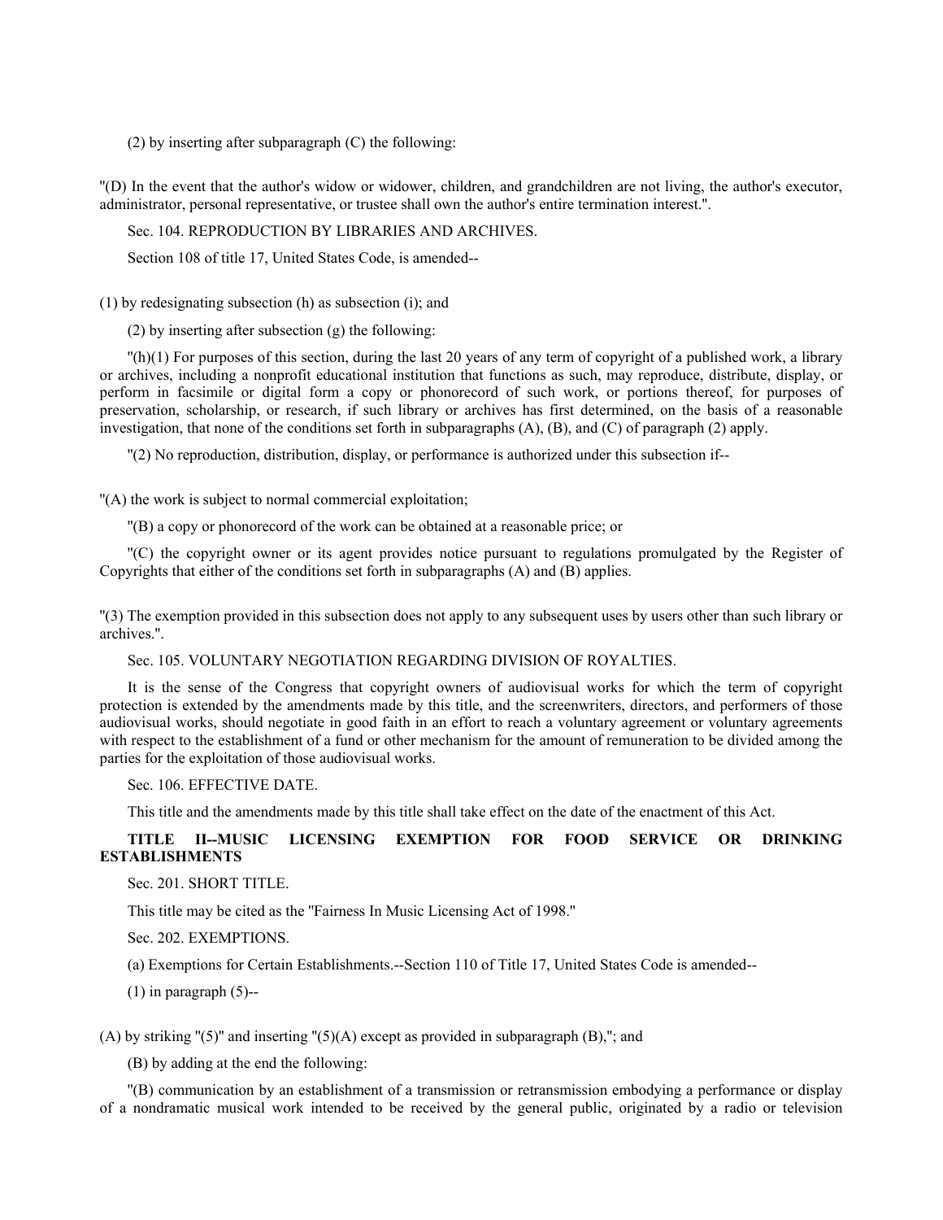(2) by inserting after subparagraph (C) the following:

''(D) In the event that the author's widow or widower, children, and grandchildren are not living, the author's executor, administrator, personal representative, or trustee shall own the author's entire termination interest.''.

Sec. 104. REPRODUCTION BY LIBRARIES AND ARCHIVES.

Section 108 of title 17, United States Code, is amended--

(1) by redesignating subsection (h) as subsection (i); and

(2) by inserting after subsection (g) the following:

''(h)(1) For purposes of this section, during the last 20 years of any term of copyright of a published work, a library or archives, including a nonprofit educational institution that functions as such, may reproduce, distribute, display, or perform in facsimile or digital form a copy or phonorecord of such work, or portions thereof, for purposes of preservation, scholarship, or research, if such library or archives has first determined, on the basis of a reasonable investigation, that none of the conditions set forth in subparagraphs (A), (B), and (C) of paragraph (2) apply.

''(2) No reproduction, distribution, display, or performance is authorized under this subsection if--

''(A) the work is subject to normal commercial exploitation;

''(B) a copy or phonorecord of the work can be obtained at a reasonable price; or

''(C) the copyright owner or its agent provides notice pursuant to regulations promulgated by the Register of Copyrights that either of the conditions set forth in subparagraphs (A) and (B) applies.

''(3) The exemption provided in this subsection does not apply to any subsequent uses by users other than such library or archives.''.

Sec. 105. VOLUNTARY NEGOTIATION REGARDING DIVISION OF ROYALTIES.

It is the sense of the Congress that copyright owners of audiovisual works for which the term of copyright protection is extended by the amendments made by this title, and the screenwriters, directors, and performers of those audiovisual works, should negotiate in good faith in an effort to reach a voluntary agreement or voluntary agreements with respect to the establishment of a fund or other mechanism for the amount of remuneration to be divided among the parties for the exploitation of those audiovisual works.

Sec. 106. EFFECTIVE DATE.

This title and the amendments made by this title shall take effect on the date of the enactment of this Act.

**TITLE II--MUSIC LICENSING EXEMPTION FOR FOOD SERVICE OR DRINKING ESTABLISHMENTS**

Sec. 201. SHORT TITLE.

This title may be cited as the ''Fairness In Music Licensing Act of 1998.''

Sec. 202. EXEMPTIONS.

(a) Exemptions for Certain Establishments.--Section 110 of Title 17, United States Code is amended--

(1) in paragraph (5)--

(A) by striking ''(5)'' and inserting ''(5)(A) except as provided in subparagraph (B),''; and

(B) by adding at the end the following:

''(B) communication by an establishment of a transmission or retransmission embodying a performance or display of a nondramatic musical work intended to be received by the general public, originated by a radio or television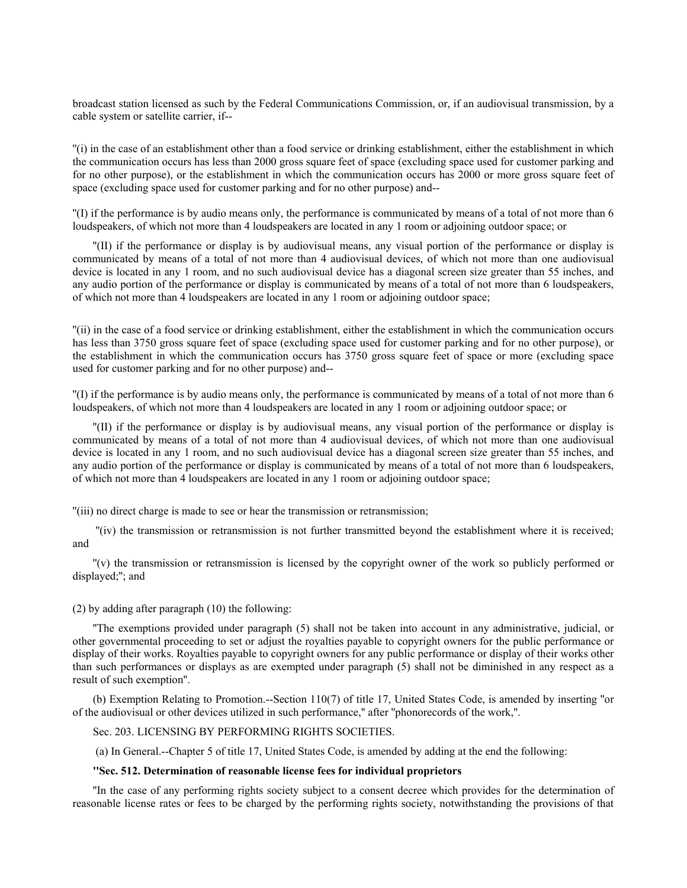broadcast station licensed as such by the Federal Communications Commission, or, if an audiovisual transmission, by a cable system or satellite carrier, if--

"(i) in the case of an establishment other than a food service or drinking establishment, either the establishment in which the communication occurs has less than 2000 gross square feet of space (excluding space used for customer parking and for no other purpose), or the establishment in which the communication occurs has 2000 or more gross square feet of space (excluding space used for customer parking and for no other purpose) and--

"(I) if the performance is by audio means only, the performance is communicated by means of a total of not more than 6 loudspeakers, of which not more than 4 loudspeakers are located in any 1 room or adjoining outdoor space; or

"(II) if the performance or display is by audiovisual means, any visual portion of the performance or display is communicated by means of a total of not more than 4 audiovisual devices, of which not more than one audiovisual device is located in any 1 room, and no such audiovisual device has a diagonal screen size greater than 55 inches, and any audio portion of the performance or display is communicated by means of a total of not more than 6 loudspeakers, of which not more than 4 loudspeakers are located in any 1 room or adjoining outdoor space;

"(ii) in the case of a food service or drinking establishment, either the establishment in which the communication occurs has less than 3750 gross square feet of space (excluding space used for customer parking and for no other purpose), or the establishment in which the communication occurs has 3750 gross square feet of space or more (excluding space used for customer parking and for no other purpose) and--

"(I) if the performance is by audio means only, the performance is communicated by means of a total of not more than 6 loudspeakers, of which not more than 4 loudspeakers are located in any 1 room or adjoining outdoor space; or

"(II) if the performance or display is by audiovisual means, any visual portion of the performance or display is communicated by means of a total of not more than 4 audiovisual devices, of which not more than one audiovisual device is located in any 1 room, and no such audiovisual device has a diagonal screen size greater than 55 inches, and any audio portion of the performance or display is communicated by means of a total of not more than 6 loudspeakers, of which not more than 4 loudspeakers are located in any 1 room or adjoining outdoor space;

"(iii) no direct charge is made to see or hear the transmission or retransmission;

"(iv) the transmission or retransmission is not further transmitted beyond the establishment where it is received; and

"(v) the transmission or retransmission is licensed by the copyright owner of the work so publicly performed or displayed;"; and

(2) by adding after paragraph (10) the following:

"The exemptions provided under paragraph (5) shall not be taken into account in any administrative, judicial, or other governmental proceeding to set or adjust the royalties payable to copyright owners for the public performance or display of their works. Royalties payable to copyright owners for any public performance or display of their works other than such performances or displays as are exempted under paragraph (5) shall not be diminished in any respect as a result of such exemption".

(b) Exemption Relating to Promotion.--Section 110(7) of title 17, United States Code, is amended by inserting "or of the audiovisual or other devices utilized in such performance," after "phonorecords of the work,".

Sec. 203. LICENSING BY PERFORMING RIGHTS SOCIETIES.

(a) In General.--Chapter 5 of title 17, United States Code, is amended by adding at the end the following:

**"Sec. 512. Determination of reasonable license fees for individual proprietors**

"In the case of any performing rights society subject to a consent decree which provides for the determination of reasonable license rates or fees to be charged by the performing rights society, notwithstanding the provisions of that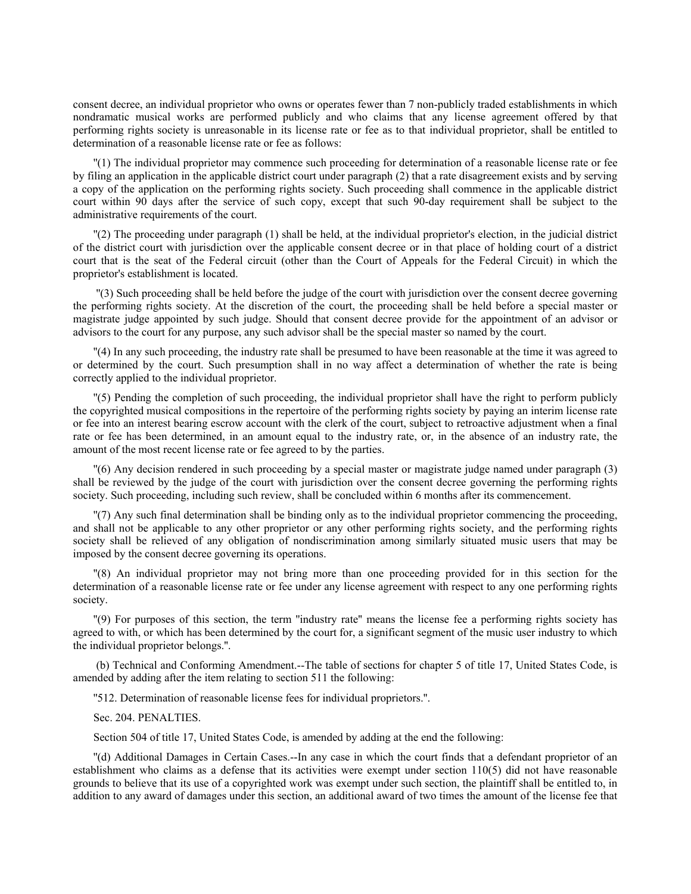consent decree, an individual proprietor who owns or operates fewer than 7 non-publicly traded establishments in which nondramatic musical works are performed publicly and who claims that any license agreement offered by that performing rights society is unreasonable in its license rate or fee as to that individual proprietor, shall be entitled to determination of a reasonable license rate or fee as follows:

"(1) The individual proprietor may commence such proceeding for determination of a reasonable license rate or fee by filing an application in the applicable district court under paragraph (2) that a rate disagreement exists and by serving a copy of the application on the performing rights society. Such proceeding shall commence in the applicable district court within 90 days after the service of such copy, except that such 90-day requirement shall be subject to the administrative requirements of the court.

"(2) The proceeding under paragraph (1) shall be held, at the individual proprietor's election, in the judicial district of the district court with jurisdiction over the applicable consent decree or in that place of holding court of a district court that is the seat of the Federal circuit (other than the Court of Appeals for the Federal Circuit) in which the proprietor's establishment is located.

"(3) Such proceeding shall be held before the judge of the court with jurisdiction over the consent decree governing the performing rights society. At the discretion of the court, the proceeding shall be held before a special master or magistrate judge appointed by such judge. Should that consent decree provide for the appointment of an advisor or advisors to the court for any purpose, any such advisor shall be the special master so named by the court.

"(4) In any such proceeding, the industry rate shall be presumed to have been reasonable at the time it was agreed to or determined by the court. Such presumption shall in no way affect a determination of whether the rate is being correctly applied to the individual proprietor.

"(5) Pending the completion of such proceeding, the individual proprietor shall have the right to perform publicly the copyrighted musical compositions in the repertoire of the performing rights society by paying an interim license rate or fee into an interest bearing escrow account with the clerk of the court, subject to retroactive adjustment when a final rate or fee has been determined, in an amount equal to the industry rate, or, in the absence of an industry rate, the amount of the most recent license rate or fee agreed to by the parties.

"(6) Any decision rendered in such proceeding by a special master or magistrate judge named under paragraph (3) shall be reviewed by the judge of the court with jurisdiction over the consent decree governing the performing rights society. Such proceeding, including such review, shall be concluded within 6 months after its commencement.

"(7) Any such final determination shall be binding only as to the individual proprietor commencing the proceeding, and shall not be applicable to any other proprietor or any other performing rights society, and the performing rights society shall be relieved of any obligation of nondiscrimination among similarly situated music users that may be imposed by the consent decree governing its operations.

"(8) An individual proprietor may not bring more than one proceeding provided for in this section for the determination of a reasonable license rate or fee under any license agreement with respect to any one performing rights society.

"(9) For purposes of this section, the term "industry rate" means the license fee a performing rights society has agreed to with, or which has been determined by the court for, a significant segment of the music user industry to which the individual proprietor belongs.".

(b) Technical and Conforming Amendment.--The table of sections for chapter 5 of title 17, United States Code, is amended by adding after the item relating to section 511 the following:

"512. Determination of reasonable license fees for individual proprietors.".

Sec. 204. PENALTIES.

Section 504 of title 17, United States Code, is amended by adding at the end the following:

"(d) Additional Damages in Certain Cases.--In any case in which the court finds that a defendant proprietor of an establishment who claims as a defense that its activities were exempt under section 110(5) did not have reasonable grounds to believe that its use of a copyrighted work was exempt under such section, the plaintiff shall be entitled to, in addition to any award of damages under this section, an additional award of two times the amount of the license fee that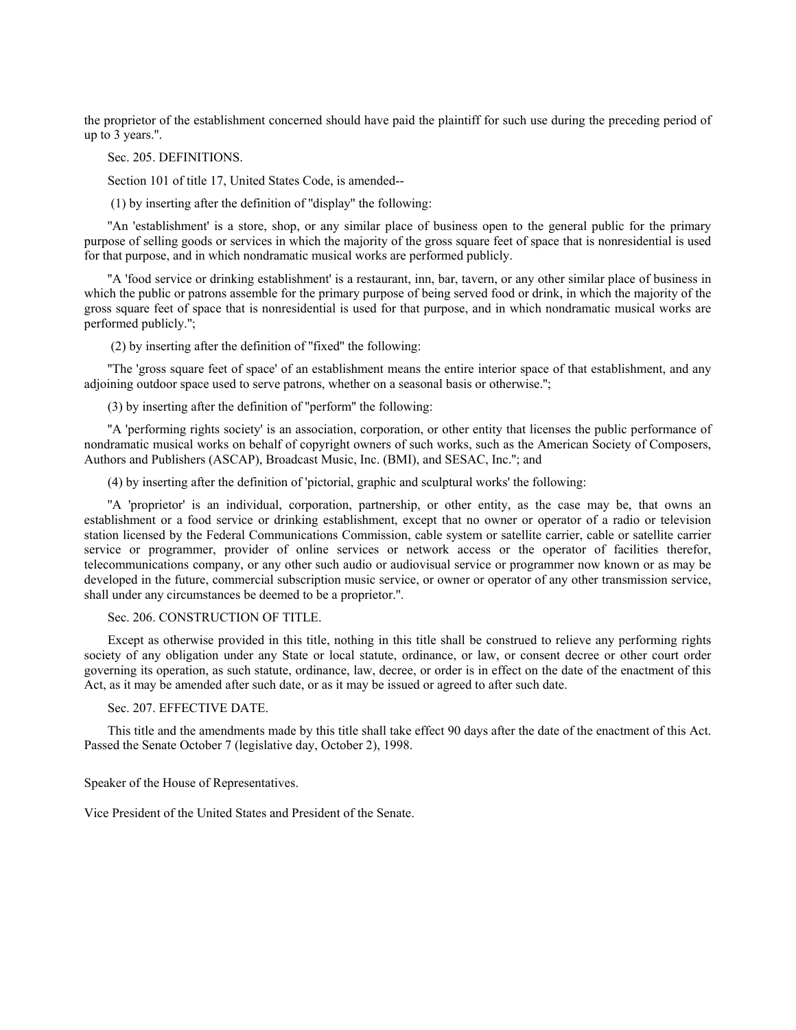the proprietor of the establishment concerned should have paid the plaintiff for such use during the preceding period of up to 3 years.".

Sec. 205. DEFINITIONS.

Section 101 of title 17, United States Code, is amended--

(1) by inserting after the definition of "display" the following:

"An 'establishment' is a store, shop, or any similar place of business open to the general public for the primary purpose of selling goods or services in which the majority of the gross square feet of space that is nonresidential is used for that purpose, and in which nondramatic musical works are performed publicly.

"A 'food service or drinking establishment' is a restaurant, inn, bar, tavern, or any other similar place of business in which the public or patrons assemble for the primary purpose of being served food or drink, in which the majority of the gross square feet of space that is nonresidential is used for that purpose, and in which nondramatic musical works are performed publicly.";

(2) by inserting after the definition of "fixed" the following:

"The 'gross square feet of space' of an establishment means the entire interior space of that establishment, and any adjoining outdoor space used to serve patrons, whether on a seasonal basis or otherwise.";

(3) by inserting after the definition of "perform" the following:

"A 'performing rights society' is an association, corporation, or other entity that licenses the public performance of nondramatic musical works on behalf of copyright owners of such works, such as the American Society of Composers, Authors and Publishers (ASCAP), Broadcast Music, Inc. (BMI), and SESAC, Inc."; and

(4) by inserting after the definition of 'pictorial, graphic and sculptural works' the following:

"A 'proprietor' is an individual, corporation, partnership, or other entity, as the case may be, that owns an establishment or a food service or drinking establishment, except that no owner or operator of a radio or television station licensed by the Federal Communications Commission, cable system or satellite carrier, cable or satellite carrier service or programmer, provider of online services or network access or the operator of facilities therefor, telecommunications company, or any other such audio or audiovisual service or programmer now known or as may be developed in the future, commercial subscription music service, or owner or operator of any other transmission service, shall under any circumstances be deemed to be a proprietor.".

Sec. 206. CONSTRUCTION OF TITLE.

Except as otherwise provided in this title, nothing in this title shall be construed to relieve any performing rights society of any obligation under any State or local statute, ordinance, or law, or consent decree or other court order governing its operation, as such statute, ordinance, law, decree, or order is in effect on the date of the enactment of this Act, as it may be amended after such date, or as it may be issued or agreed to after such date.

Sec. 207. EFFECTIVE DATE.

This title and the amendments made by this title shall take effect 90 days after the date of the enactment of this Act. Passed the Senate October 7 (legislative day, October 2), 1998.

Speaker of the House of Representatives.

Vice President of the United States and President of the Senate.